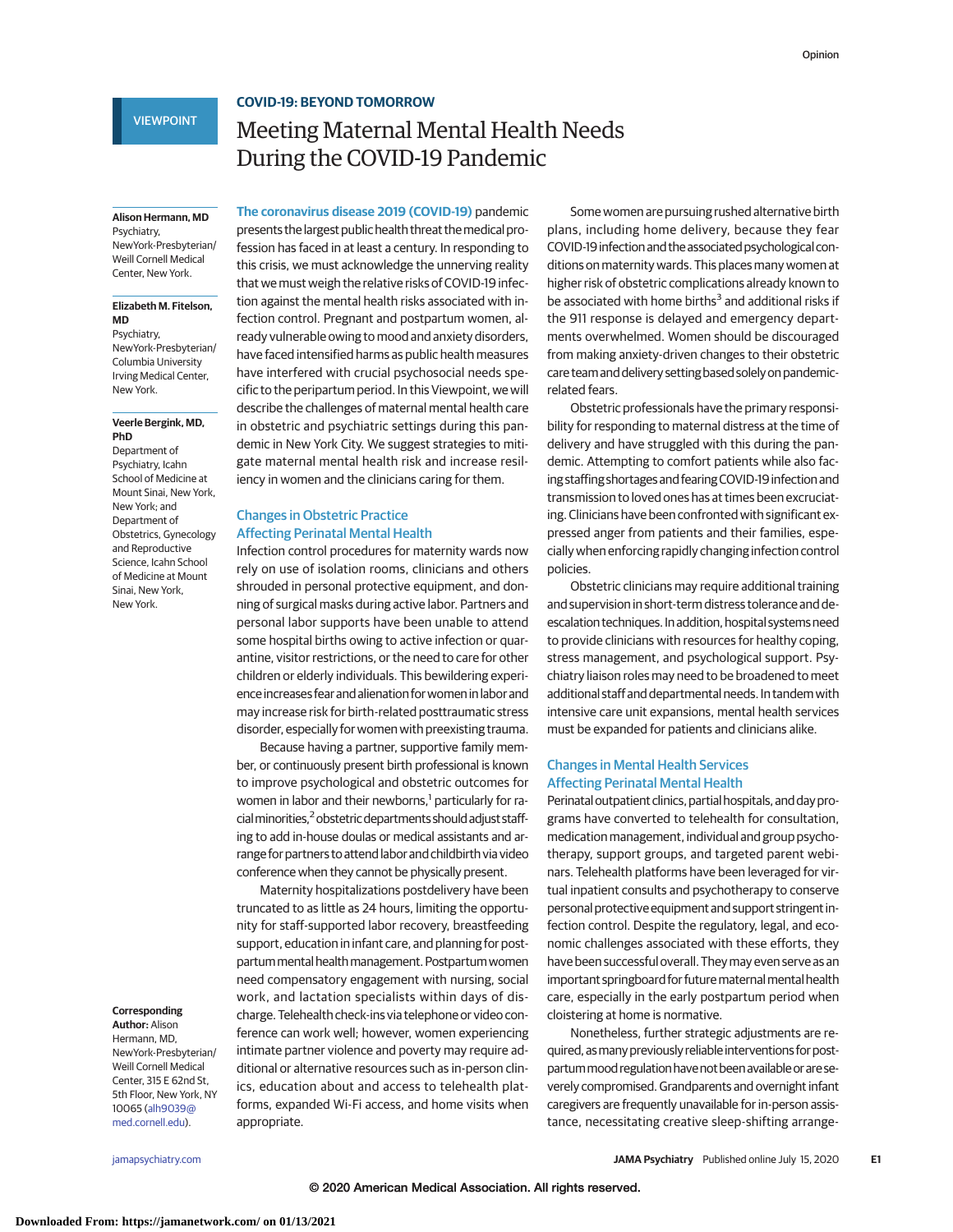VIEWPOINT

**COVID-19: BEYOND TOMORROW**

# Meeting Maternal Mental Health Needs During the COVID-19 Pandemic

**Alison Hermann, MD**
Psychiatry, NewYork-Presbyterian/ Weill Cornell Medical Center, New York.

**Elizabeth M. Fitelson, MD**
Psychiatry, NewYork-Presbyterian/ Columbia University Irving Medical Center, New York.

**Veerle Bergink, MD, PhD**
Department of Psychiatry, Icahn School of Medicine at Mount Sinai, New York, New York; and Department of Obstetrics, Gynecology and Reproductive Science, Icahn School of Medicine at Mount Sinai, New York, New York.

**Corresponding Author:** Alison Hermann, MD, NewYork-Presbyterian/ Weill Cornell Medical Center, 315 E 62nd St, 5th Floor, New York, NY 10065 (alh9039@med.cornell.edu).

The coronavirus disease 2019 (COVID-19) pandemic presents the largest public health threat the medical profession has faced in at least a century. In responding to this crisis, we must acknowledge the unnerving reality that we must weigh the relative risks of COVID-19 infection against the mental health risks associated with infection control. Pregnant and postpartum women, already vulnerable owing to mood and anxiety disorders, have faced intensified harms as public health measures have interfered with crucial psychosocial needs specific to the peripartum period. In this Viewpoint, we will describe the challenges of maternal mental health care in obstetric and psychiatric settings during this pandemic in New York City. We suggest strategies to mitigate maternal mental health risk and increase resiliency in women and the clinicians caring for them.

## Changes in Obstetric Practice Affecting Perinatal Mental Health

Infection control procedures for maternity wards now rely on use of isolation rooms, clinicians and others shrouded in personal protective equipment, and donning of surgical masks during active labor. Partners and personal labor supports have been unable to attend some hospital births owing to active infection or quarantine, visitor restrictions, or the need to care for other children or elderly individuals. This bewildering experience increases fear and alienation for women in labor and may increase risk for birth-related posttraumatic stress disorder, especially for women with preexisting trauma.

Because having a partner, supportive family member, or continuously present birth professional is known to improve psychological and obstetric outcomes for women in labor and their newborns,[1] particularly for racial minorities,[2] obstetric departments should adjust staffing to add in-house doulas or medical assistants and arrange for partners to attend labor and childbirth via video conference when they cannot be physically present.

Maternity hospitalizations postdelivery have been truncated to as little as 24 hours, limiting the opportunity for staff-supported labor recovery, breastfeeding support, education in infant care, and planning for postpartum mental health management. Postpartum women need compensatory engagement with nursing, social work, and lactation specialists within days of discharge. Telehealth check-ins via telephone or video conference can work well; however, women experiencing intimate partner violence and poverty may require additional or alternative resources such as in-person clinics, education about and access to telehealth platforms, expanded Wi-Fi access, and home visits when appropriate.

Some women are pursuing rushed alternative birth plans, including home delivery, because they fear COVID-19 infection and the associated psychological conditions on maternity wards. This places many women at higher risk of obstetric complications already known to be associated with home births[3] and additional risks if the 911 response is delayed and emergency departments overwhelmed. Women should be discouraged from making anxiety-driven changes to their obstetric care team and delivery setting based solely on pandemic-related fears.

Obstetric professionals have the primary responsibility for responding to maternal distress at the time of delivery and have struggled with this during the pandemic. Attempting to comfort patients while also facing staffing shortages and fearing COVID-19 infection and transmission to loved ones has at times been excruciating. Clinicians have been confronted with significant expressed anger from patients and their families, especially when enforcing rapidly changing infection control policies.

Obstetric clinicians may require additional training and supervision in short-term distress tolerance and de-escalation techniques. In addition, hospital systems need to provide clinicians with resources for healthy coping, stress management, and psychological support. Psychiatry liaison roles may need to be broadened to meet additional staff and departmental needs. In tandem with intensive care unit expansions, mental health services must be expanded for patients and clinicians alike.

## Changes in Mental Health Services Affecting Perinatal Mental Health

Perinatal outpatient clinics, partial hospitals, and day programs have converted to telehealth for consultation, medication management, individual and group psychotherapy, support groups, and targeted parent webinars. Telehealth platforms have been leveraged for virtual inpatient consults and psychotherapy to conserve personal protective equipment and support stringent infection control. Despite the regulatory, legal, and economic challenges associated with these efforts, they have been successful overall. They may even serve as an important springboard for future maternal mental health care, especially in the early postpartum period when cloistering at home is normative.

Nonetheless, further strategic adjustments are required, as many previously reliable interventions for postpartum mood regulation have not been available or are severely compromised. Grandparents and overnight infant caregivers are frequently unavailable for in-person assistance, necessitating creative sleep-shifting arrange-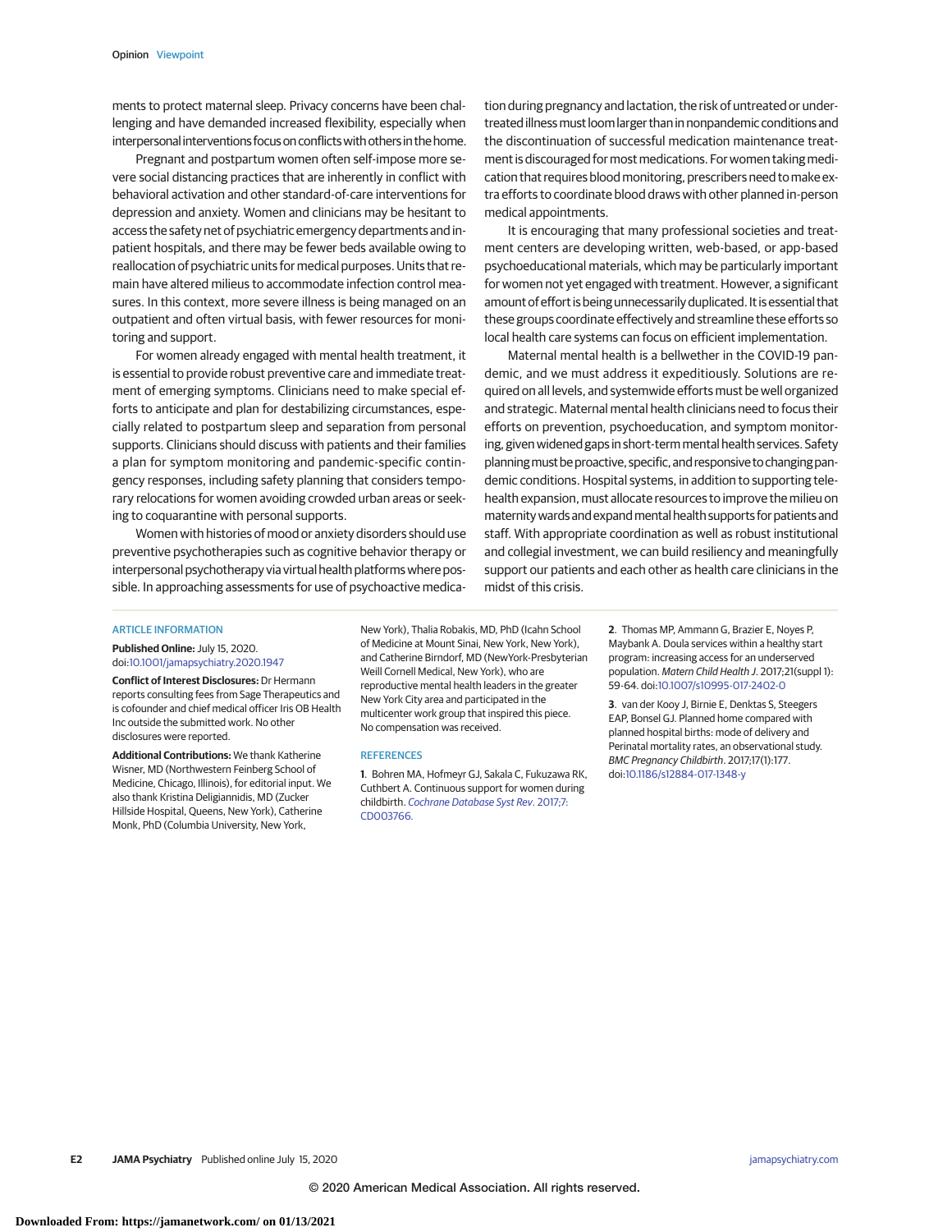ments to protect maternal sleep. Privacy concerns have been challenging and have demanded increased flexibility, especially when interpersonal interventions focus on conflicts with others in the home.

Pregnant and postpartum women often self-impose more severe social distancing practices that are inherently in conflict with behavioral activation and other standard-of-care interventions for depression and anxiety. Women and clinicians may be hesitant to access the safety net of psychiatric emergency departments and inpatient hospitals, and there may be fewer beds available owing to reallocation of psychiatric units for medical purposes. Units that remain have altered milieus to accommodate infection control measures. In this context, more severe illness is being managed on an outpatient and often virtual basis, with fewer resources for monitoring and support.

For women already engaged with mental health treatment, it is essential to provide robust preventive care and immediate treatment of emerging symptoms. Clinicians need to make special efforts to anticipate and plan for destabilizing circumstances, especially related to postpartum sleep and separation from personal supports. Clinicians should discuss with patients and their families a plan for symptom monitoring and pandemic-specific contingency responses, including safety planning that considers temporary relocations for women avoiding crowded urban areas or seeking to coquarantine with personal supports.

Women with histories of mood or anxiety disorders should use preventive psychotherapies such as cognitive behavior therapy or interpersonal psychotherapy via virtual health platforms where possible. In approaching assessments for use of psychoactive medication during pregnancy and lactation, the risk of untreated or undertreated illness must loom larger than in nonpandemic conditions and the discontinuation of successful medication maintenance treatment is discouraged for most medications. For women taking medication that requires blood monitoring, prescribers need to make extra efforts to coordinate blood draws with other planned in-person medical appointments.

It is encouraging that many professional societies and treatment centers are developing written, web-based, or app-based psychoeducational materials, which may be particularly important for women not yet engaged with treatment. However, a significant amount of effort is being unnecessarily duplicated. It is essential that these groups coordinate effectively and streamline these efforts so local health care systems can focus on efficient implementation.

Maternal mental health is a bellwether in the COVID-19 pandemic, and we must address it expeditiously. Solutions are required on all levels, and systemwide efforts must be well organized and strategic. Maternal mental health clinicians need to focus their efforts on prevention, psychoeducation, and symptom monitoring, given widened gaps in short-term mental health services. Safety planning must be proactive, specific, and responsive to changing pandemic conditions. Hospital systems, in addition to supporting telehealth expansion, must allocate resources to improve the milieu on maternity wards and expand mental health supports for patients and staff. With appropriate coordination as well as robust institutional and collegial investment, we can build resiliency and meaningfully support our patients and each other as health care clinicians in the midst of this crisis.

## ARTICLE INFORMATION

**Published Online:** July 15, 2020. doi:10.1001/jamapsychiatry.2020.1947

**Conflict of Interest Disclosures:** Dr Hermann reports consulting fees from Sage Therapeutics and is cofounder and chief medical officer Iris OB Health Inc outside the submitted work. No other disclosures were reported.

**Additional Contributions:** We thank Katherine Wisner, MD (Northwestern Feinberg School of Medicine, Chicago, Illinois), for editorial input. We also thank Kristina Deligiannidis, MD (Zucker Hillside Hospital, Queens, New York), Catherine Monk, PhD (Columbia University, New York, New York), Thalia Robakis, MD, PhD (Icahn School of Medicine at Mount Sinai, New York, New York), and Catherine Birndorf, MD (NewYork-Presbyterian Weill Cornell Medical, New York), who are reproductive mental health leaders in the greater New York City area and participated in the multicenter work group that inspired this piece. No compensation was received.

## REFERENCES

1. Bohren MA, Hofmeyr GJ, Sakala C, Fukuzawa RK, Cuthbert A. Continuous support for women during childbirth. *Cochrane Database Syst Rev*. 2017;7:CD003766.

2. Thomas MP, Ammann G, Brazier E, Noyes P, Maybank A. Doula services within a healthy start program: increasing access for an underserved population. *Matern Child Health J*. 2017;21(suppl 1):59-64. doi:10.1007/s10995-017-2402-0

3. van der Kooy J, Birnie E, Denktas S, Steegers EAP, Bonsel GJ. Planned home compared with planned hospital births: mode of delivery and Perinatal mortality rates, an observational study. *BMC Pregnancy Childbirth*. 2017;17(1):177. doi:10.1186/s12884-017-1348-y